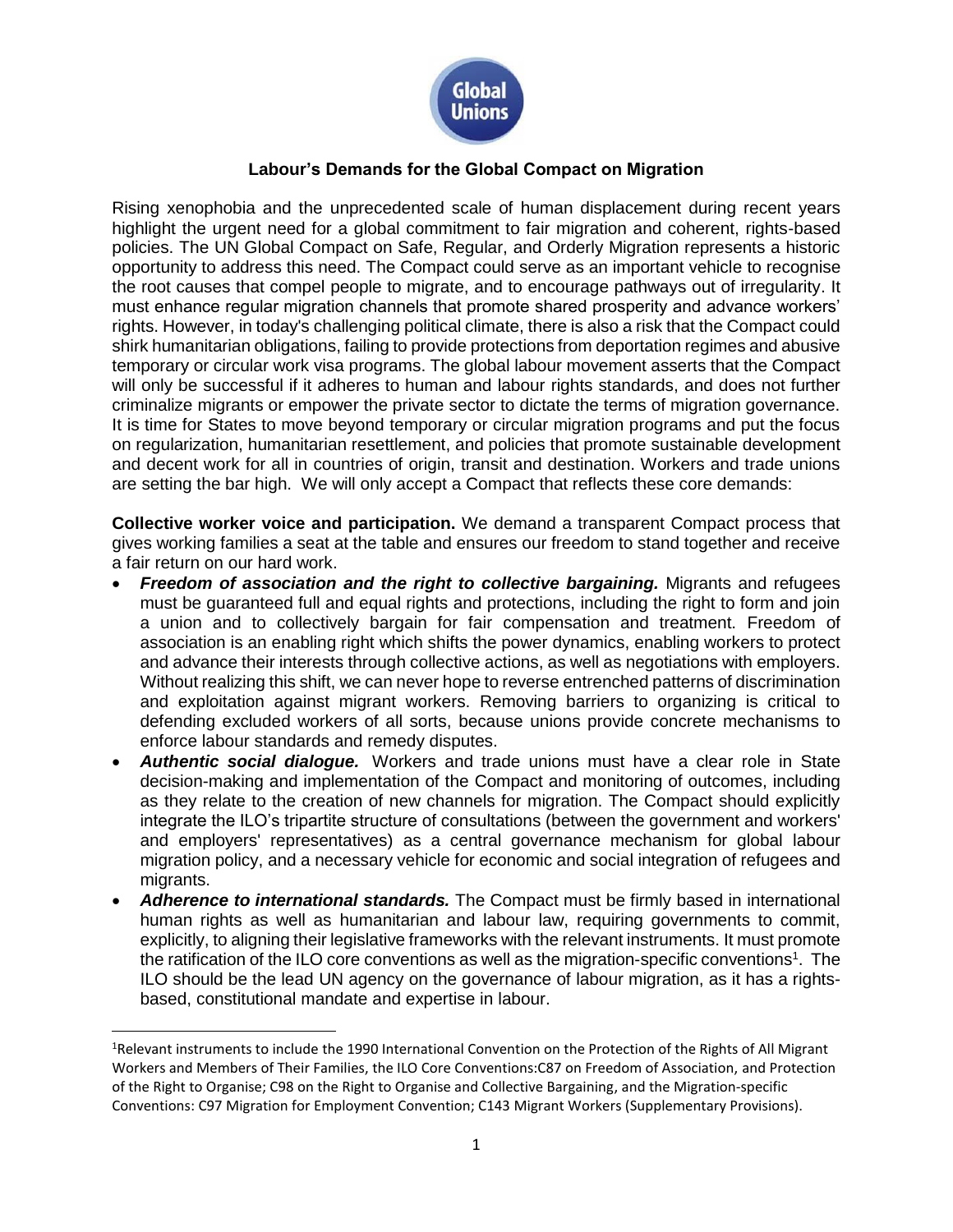# Labour's Demands for the Global Compact on Migration

Rising xenophobia and the unprecedented scale of human displacement during recent years highlight the urgent need for a global commitment to fair migration and coherent, rights-based policies. The UN Global Compact on Safe, Regular, and Orderly Migration represents a historic opportunity to address this need. The Compact could serve as an important vehicle to recognise the root causes that compel people to migrate, and to encourage pathways out of irregularity. It must enhance regular migration channels that promote shared prosperity and advance workers' rights. However, in today's challenging political climate, there is also a risk that the Compact could shirk humanitarian obligations, failing to provide protections from deportation regimes and abusive temporary or circular work visa programs. The global labour movement asserts that the Compact will only be successful if it adheres to human and labour rights standards, and does not further criminalize migrants or empower the private sector to dictate the terms of migration governance. It is time for States to move beyond temporary or circular migration programs and put the focus on regularization, humanitarian resettlement, and policies that promote sustainable development and decent work for all in countries of origin, transit and destination. Workers and trade unions are setting the bar high. We will only accept a Compact that reflects these core demands:

**Collective worker voice and participation.** We demand a transparent Compact process that gives working families a seat at the table and ensures our freedom to stand together and receive a fair return on our hard work.

- ***Freedom of association and the right to collective bargaining.*** Migrants and refugees must be guaranteed full and equal rights and protections, including the right to form and join a union and to collectively bargain for fair compensation and treatment. Freedom of association is an enabling right which shifts the power dynamics, enabling workers to protect and advance their interests through collective actions, as well as negotiations with employers. Without realizing this shift, we can never hope to reverse entrenched patterns of discrimination and exploitation against migrant workers. Removing barriers to organizing is critical to defending excluded workers of all sorts, because unions provide concrete mechanisms to enforce labour standards and remedy disputes.
- ***Authentic social dialogue.*** Workers and trade unions must have a clear role in State decision-making and implementation of the Compact and monitoring of outcomes, including as they relate to the creation of new channels for migration. The Compact should explicitly integrate the ILO's tripartite structure of consultations (between the government and workers' and employers' representatives) as a central governance mechanism for global labour migration policy, and a necessary vehicle for economic and social integration of refugees and migrants.
- ***Adherence to international standards.*** The Compact must be firmly based in international human rights as well as humanitarian and labour law, requiring governments to commit, explicitly, to aligning their legislative frameworks with the relevant instruments. It must promote the ratification of the ILO core conventions as well as the migration-specific conventions[1]. The ILO should be the lead UN agency on the governance of labour migration, as it has a rights-based, constitutional mandate and expertise in labour.

[1] Relevant instruments to include the 1990 International Convention on the Protection of the Rights of All Migrant Workers and Members of Their Families, the ILO Core Conventions:C87 on Freedom of Association, and Protection of the Right to Organise; C98 on the Right to Organise and Collective Bargaining, and the Migration-specific Conventions: C97 Migration for Employment Convention; C143 Migrant Workers (Supplementary Provisions).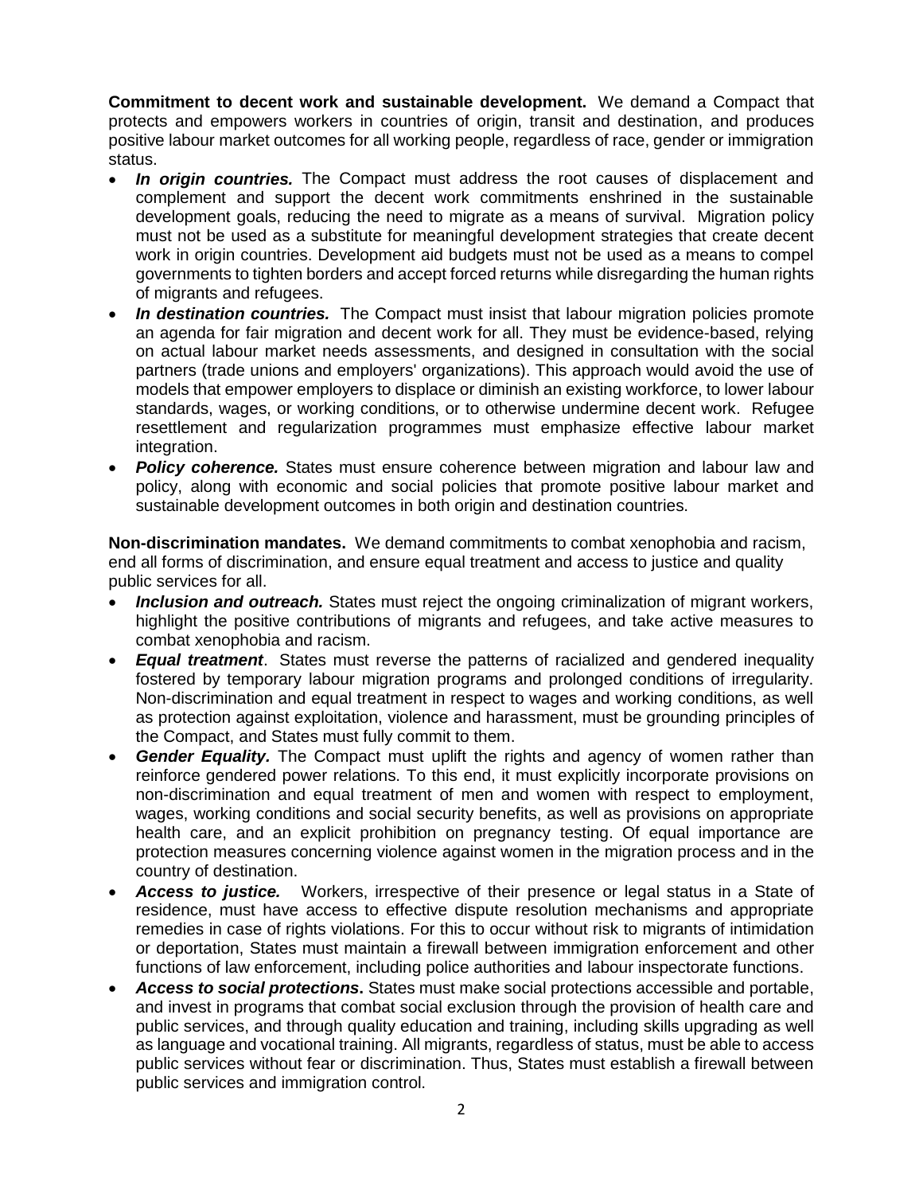**Commitment to decent work and sustainable development.** We demand a Compact that protects and empowers workers in countries of origin, transit and destination, and produces positive labour market outcomes for all working people, regardless of race, gender or immigration status.

- ***In origin countries.*** The Compact must address the root causes of displacement and complement and support the decent work commitments enshrined in the sustainable development goals, reducing the need to migrate as a means of survival. Migration policy must not be used as a substitute for meaningful development strategies that create decent work in origin countries. Development aid budgets must not be used as a means to compel governments to tighten borders and accept forced returns while disregarding the human rights of migrants and refugees.
- ***In destination countries.*** The Compact must insist that labour migration policies promote an agenda for fair migration and decent work for all. They must be evidence-based, relying on actual labour market needs assessments, and designed in consultation with the social partners (trade unions and employers' organizations). This approach would avoid the use of models that empower employers to displace or diminish an existing workforce, to lower labour standards, wages, or working conditions, or to otherwise undermine decent work. Refugee resettlement and regularization programmes must emphasize effective labour market integration.
- ***Policy coherence.*** States must ensure coherence between migration and labour law and policy, along with economic and social policies that promote positive labour market and sustainable development outcomes in both origin and destination countries.

**Non-discrimination mandates.** We demand commitments to combat xenophobia and racism, end all forms of discrimination, and ensure equal treatment and access to justice and quality public services for all.

- ***Inclusion and outreach.*** States must reject the ongoing criminalization of migrant workers, highlight the positive contributions of migrants and refugees, and take active measures to combat xenophobia and racism.
- ***Equal treatment***. States must reverse the patterns of racialized and gendered inequality fostered by temporary labour migration programs and prolonged conditions of irregularity. Non-discrimination and equal treatment in respect to wages and working conditions, as well as protection against exploitation, violence and harassment, must be grounding principles of the Compact, and States must fully commit to them.
- ***Gender Equality.*** The Compact must uplift the rights and agency of women rather than reinforce gendered power relations. To this end, it must explicitly incorporate provisions on non-discrimination and equal treatment of men and women with respect to employment, wages, working conditions and social security benefits, as well as provisions on appropriate health care, and an explicit prohibition on pregnancy testing. Of equal importance are protection measures concerning violence against women in the migration process and in the country of destination.
- ***Access to justice.*** Workers, irrespective of their presence or legal status in a State of residence, must have access to effective dispute resolution mechanisms and appropriate remedies in case of rights violations. For this to occur without risk to migrants of intimidation or deportation, States must maintain a firewall between immigration enforcement and other functions of law enforcement, including police authorities and labour inspectorate functions.
- ***Access to social protections*.** States must make social protections accessible and portable, and invest in programs that combat social exclusion through the provision of health care and public services, and through quality education and training, including skills upgrading as well as language and vocational training. All migrants, regardless of status, must be able to access public services without fear or discrimination. Thus, States must establish a firewall between public services and immigration control.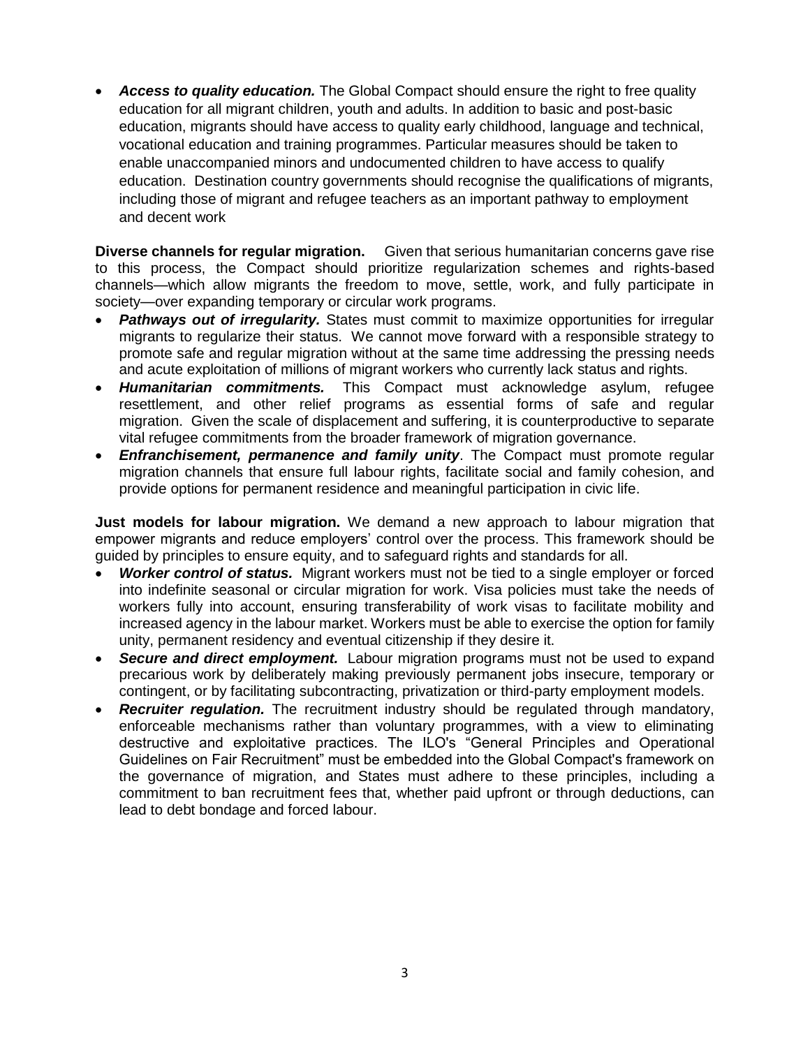- ***Access to quality education.*** The Global Compact should ensure the right to free quality education for all migrant children, youth and adults. In addition to basic and post-basic education, migrants should have access to quality early childhood, language and technical, vocational education and training programmes. Particular measures should be taken to enable unaccompanied minors and undocumented children to have access to qualify education. Destination country governments should recognise the qualifications of migrants, including those of migrant and refugee teachers as an important pathway to employment and decent work

**Diverse channels for regular migration.** Given that serious humanitarian concerns gave rise to this process, the Compact should prioritize regularization schemes and rights-based channels—which allow migrants the freedom to move, settle, work, and fully participate in society—over expanding temporary or circular work programs.

- ***Pathways out of irregularity.*** States must commit to maximize opportunities for irregular migrants to regularize their status. We cannot move forward with a responsible strategy to promote safe and regular migration without at the same time addressing the pressing needs and acute exploitation of millions of migrant workers who currently lack status and rights.
- ***Humanitarian commitments.*** This Compact must acknowledge asylum, refugee resettlement, and other relief programs as essential forms of safe and regular migration. Given the scale of displacement and suffering, it is counterproductive to separate vital refugee commitments from the broader framework of migration governance.
- ***Enfranchisement, permanence and family unity***. The Compact must promote regular migration channels that ensure full labour rights, facilitate social and family cohesion, and provide options for permanent residence and meaningful participation in civic life.

**Just models for labour migration.** We demand a new approach to labour migration that empower migrants and reduce employers' control over the process. This framework should be guided by principles to ensure equity, and to safeguard rights and standards for all.

- ***Worker control of status.*** Migrant workers must not be tied to a single employer or forced into indefinite seasonal or circular migration for work. Visa policies must take the needs of workers fully into account, ensuring transferability of work visas to facilitate mobility and increased agency in the labour market. Workers must be able to exercise the option for family unity, permanent residency and eventual citizenship if they desire it.
- ***Secure and direct employment.*** Labour migration programs must not be used to expand precarious work by deliberately making previously permanent jobs insecure, temporary or contingent, or by facilitating subcontracting, privatization or third-party employment models.
- ***Recruiter regulation.*** The recruitment industry should be regulated through mandatory, enforceable mechanisms rather than voluntary programmes, with a view to eliminating destructive and exploitative practices. The ILO's "General Principles and Operational Guidelines on Fair Recruitment" must be embedded into the Global Compact's framework on the governance of migration, and States must adhere to these principles, including a commitment to ban recruitment fees that, whether paid upfront or through deductions, can lead to debt bondage and forced labour.